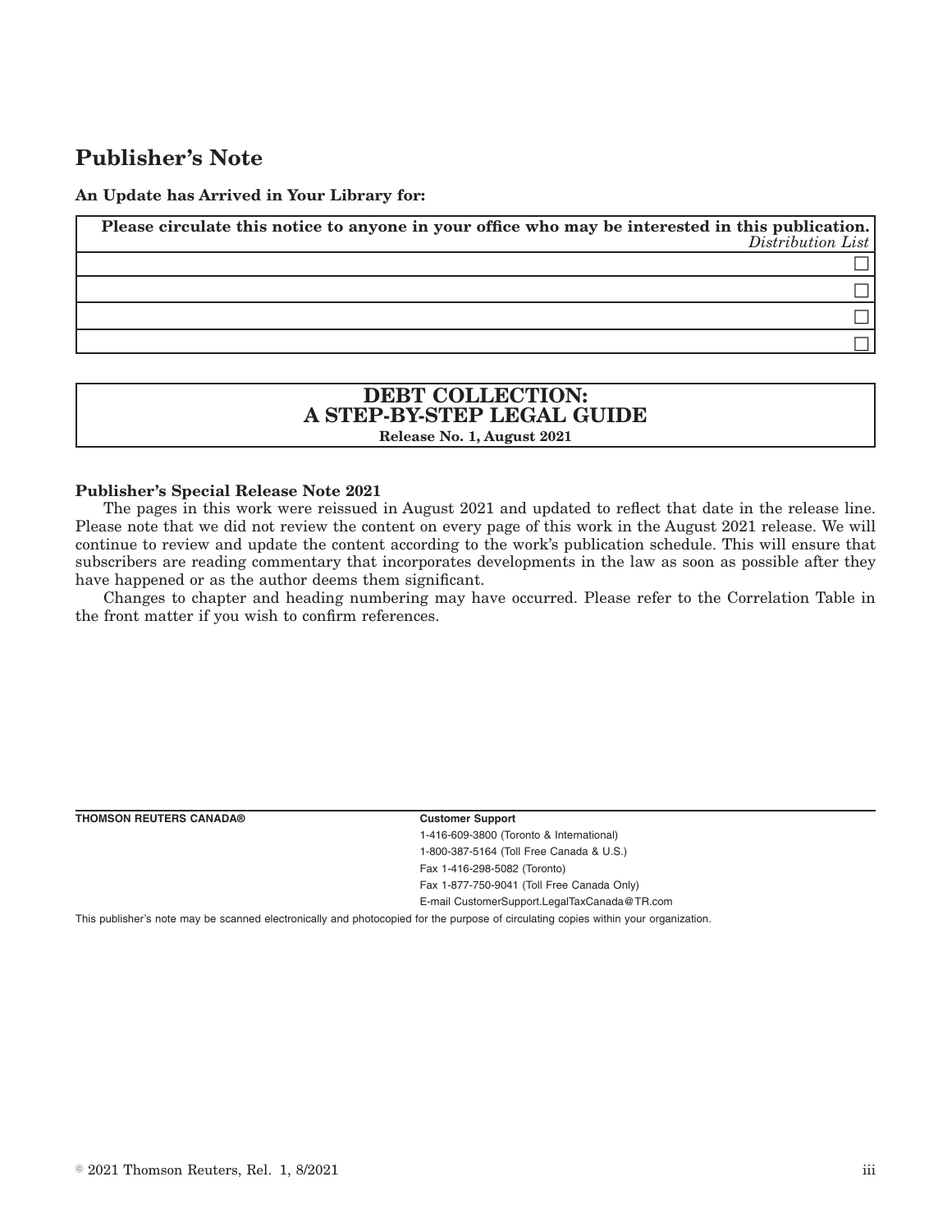# Publisher's Note

**An Update has Arrived in Your Library for:**

| **Please circulate this notice to anyone in your office who may be interested in this publication.** *Distribution List* |
| --- |
| ☐ |
| ☐ |
| ☐ |
| ☐ |

## DEBT COLLECTION: A STEP-BY-STEP LEGAL GUIDE

**Release No. 1, August 2021**

**Publisher's Special Release Note 2021**

The pages in this work were reissued in August 2021 and updated to reflect that date in the release line. Please note that we did not review the content on every page of this work in the August 2021 release. We will continue to review and update the content according to the work's publication schedule. This will ensure that subscribers are reading commentary that incorporates developments in the law as soon as possible after they have happened or as the author deems them significant.

Changes to chapter and heading numbering may have occurred. Please refer to the Correlation Table in the front matter if you wish to confirm references.

**THOMSON REUTERS CANADA®**

**Customer Support**
1-416-609-3800 (Toronto & International)
1-800-387-5164 (Toll Free Canada & U.S.)
Fax 1-416-298-5082 (Toronto)
Fax 1-877-750-9041 (Toll Free Canada Only)
E-mail CustomerSupport.LegalTaxCanada@TR.com

This publisher's note may be scanned electronically and photocopied for the purpose of circulating copies within your organization.

© 2021 Thomson Reuters, Rel. 1, 8/2021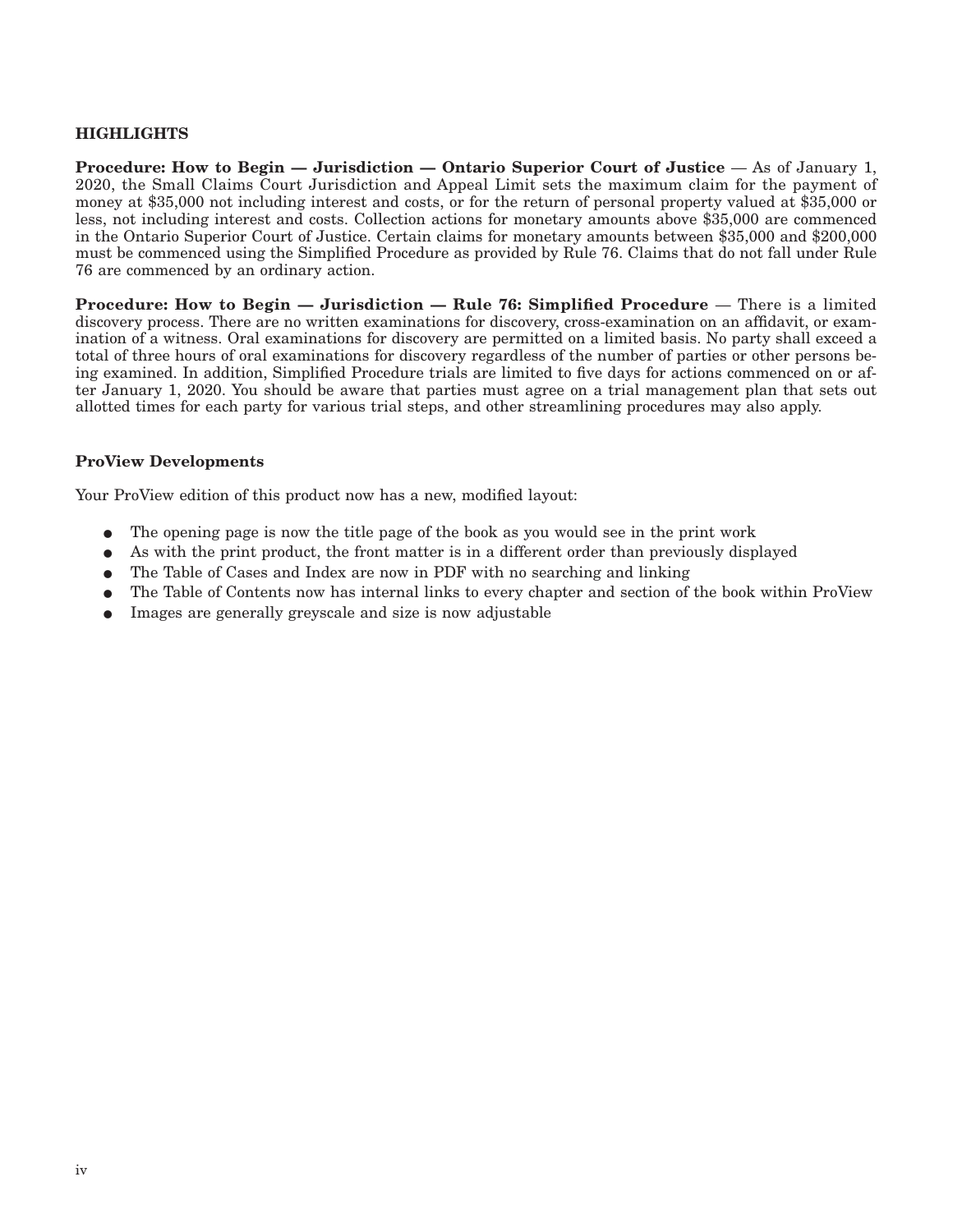## HIGHLIGHTS

**Procedure: How to Begin — Jurisdiction — Ontario Superior Court of Justice** — As of January 1, 2020, the Small Claims Court Jurisdiction and Appeal Limit sets the maximum claim for the payment of money at $35,000 not including interest and costs, or for the return of personal property valued at $35,000 or less, not including interest and costs. Collection actions for monetary amounts above $35,000 are commenced in the Ontario Superior Court of Justice. Certain claims for monetary amounts between $35,000 and $200,000 must be commenced using the Simplified Procedure as provided by Rule 76. Claims that do not fall under Rule 76 are commenced by an ordinary action.

**Procedure: How to Begin — Jurisdiction — Rule 76: Simplified Procedure** — There is a limited discovery process. There are no written examinations for discovery, cross-examination on an affidavit, or examination of a witness. Oral examinations for discovery are permitted on a limited basis. No party shall exceed a total of three hours of oral examinations for discovery regardless of the number of parties or other persons being examined. In addition, Simplified Procedure trials are limited to five days for actions commenced on or after January 1, 2020. You should be aware that parties must agree on a trial management plan that sets out allotted times for each party for various trial steps, and other streamlining procedures may also apply.

### ProView Developments

Your ProView edition of this product now has a new, modified layout:

- The opening page is now the title page of the book as you would see in the print work
- As with the print product, the front matter is in a different order than previously displayed
- The Table of Cases and Index are now in PDF with no searching and linking
- The Table of Contents now has internal links to every chapter and section of the book within ProView
- Images are generally greyscale and size is now adjustable